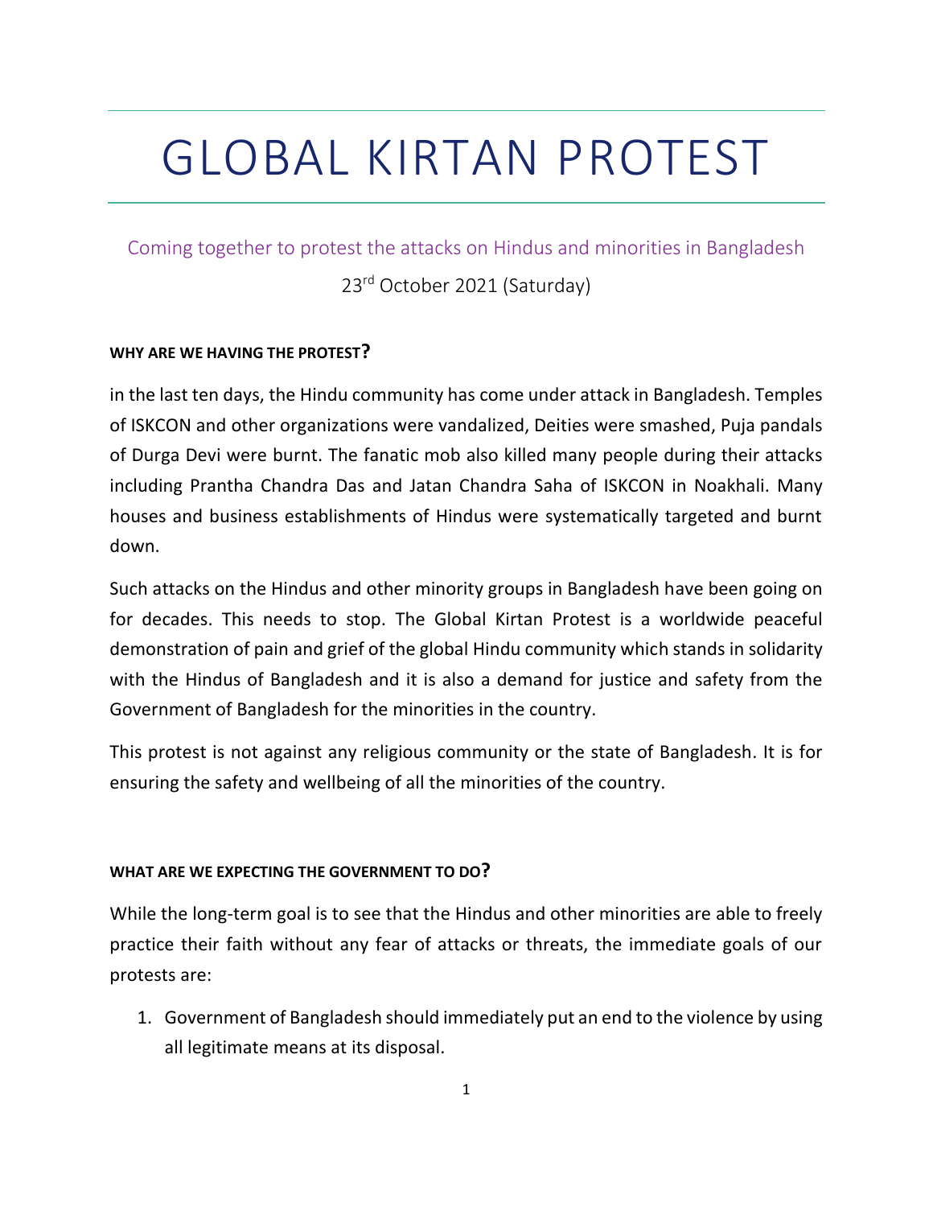# GLOBAL KIRTAN PROTEST

Coming together to protest the attacks on Hindus and minorities in Bangladesh

23rd October 2021 (Saturday)

**WHY ARE WE HAVING THE PROTEST?**

in the last ten days, the Hindu community has come under attack in Bangladesh. Temples of ISKCON and other organizations were vandalized, Deities were smashed, Puja pandals of Durga Devi were burnt. The fanatic mob also killed many people during their attacks including Prantha Chandra Das and Jatan Chandra Saha of ISKCON in Noakhali. Many houses and business establishments of Hindus were systematically targeted and burnt down.

Such attacks on the Hindus and other minority groups in Bangladesh have been going on for decades. This needs to stop. The Global Kirtan Protest is a worldwide peaceful demonstration of pain and grief of the global Hindu community which stands in solidarity with the Hindus of Bangladesh and it is also a demand for justice and safety from the Government of Bangladesh for the minorities in the country.

This protest is not against any religious community or the state of Bangladesh. It is for ensuring the safety and wellbeing of all the minorities of the country.

**WHAT ARE WE EXPECTING THE GOVERNMENT TO DO?**

While the long-term goal is to see that the Hindus and other minorities are able to freely practice their faith without any fear of attacks or threats, the immediate goals of our protests are:

1. Government of Bangladesh should immediately put an end to the violence by using all legitimate means at its disposal.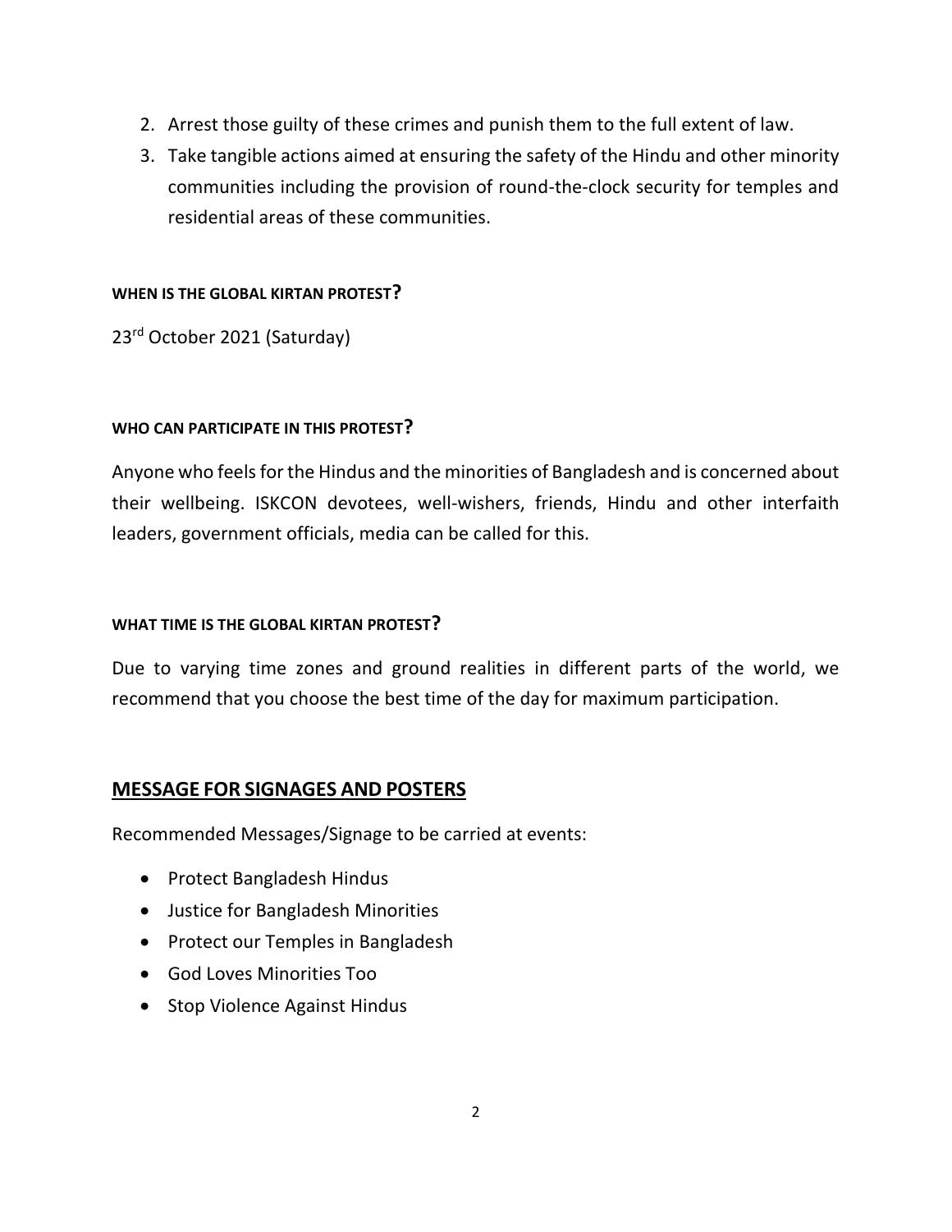2. Arrest those guilty of these crimes and punish them to the full extent of law.
3. Take tangible actions aimed at ensuring the safety of the Hindu and other minority communities including the provision of round-the-clock security for temples and residential areas of these communities.

#### WHEN IS THE GLOBAL KIRTAN PROTEST?

23rd October 2021 (Saturday)

#### WHO CAN PARTICIPATE IN THIS PROTEST?

Anyone who feels for the Hindus and the minorities of Bangladesh and is concerned about their wellbeing. ISKCON devotees, well-wishers, friends, Hindu and other interfaith leaders, government officials, media can be called for this.

#### WHAT TIME IS THE GLOBAL KIRTAN PROTEST?

Due to varying time zones and ground realities in different parts of the world, we recommend that you choose the best time of the day for maximum participation.

## MESSAGE FOR SIGNAGES AND POSTERS

Recommended Messages/Signage to be carried at events:

- Protect Bangladesh Hindus
- Justice for Bangladesh Minorities
- Protect our Temples in Bangladesh
- God Loves Minorities Too
- Stop Violence Against Hindus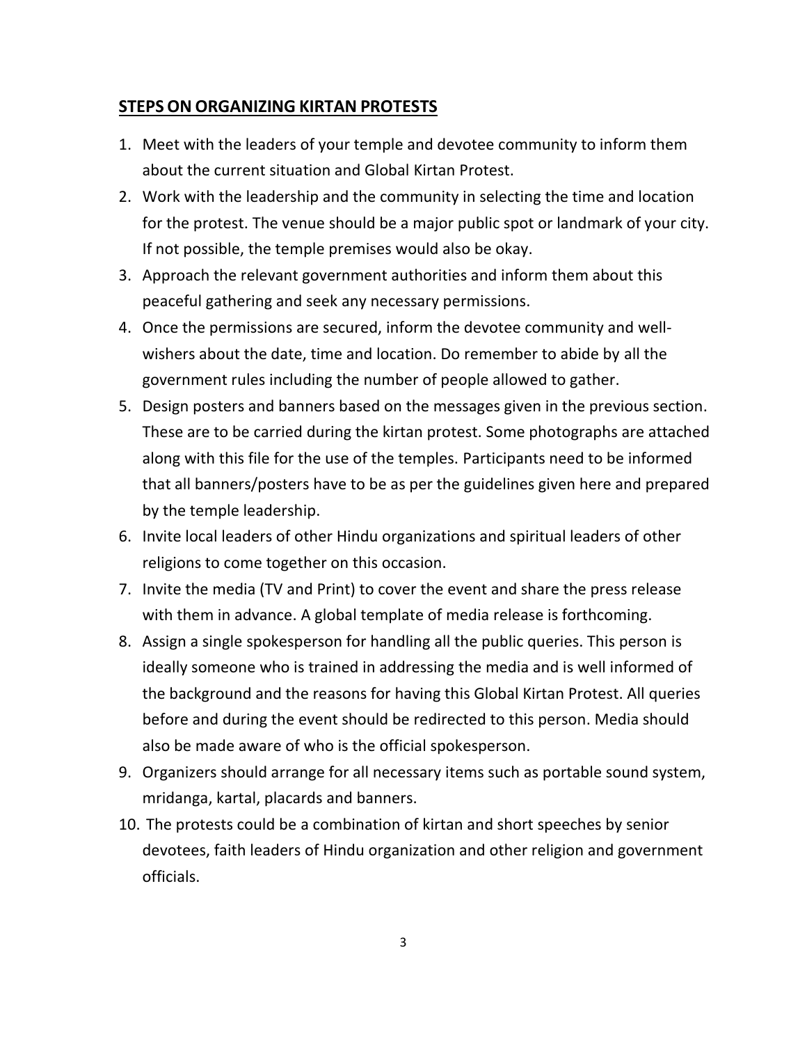## <u>STEPS ON ORGANIZING KIRTAN PROTESTS</u>

1. Meet with the leaders of your temple and devotee community to inform them about the current situation and Global Kirtan Protest.
2. Work with the leadership and the community in selecting the time and location for the protest. The venue should be a major public spot or landmark of your city. If not possible, the temple premises would also be okay.
3. Approach the relevant government authorities and inform them about this peaceful gathering and seek any necessary permissions.
4. Once the permissions are secured, inform the devotee community and well-wishers about the date, time and location. Do remember to abide by all the government rules including the number of people allowed to gather.
5. Design posters and banners based on the messages given in the previous section. These are to be carried during the kirtan protest. Some photographs are attached along with this file for the use of the temples. Participants need to be informed that all banners/posters have to be as per the guidelines given here and prepared by the temple leadership.
6. Invite local leaders of other Hindu organizations and spiritual leaders of other religions to come together on this occasion.
7. Invite the media (TV and Print) to cover the event and share the press release with them in advance. A global template of media release is forthcoming.
8. Assign a single spokesperson for handling all the public queries. This person is ideally someone who is trained in addressing the media and is well informed of the background and the reasons for having this Global Kirtan Protest. All queries before and during the event should be redirected to this person. Media should also be made aware of who is the official spokesperson.
9. Organizers should arrange for all necessary items such as portable sound system, mridanga, kartal, placards and banners.
10. The protests could be a combination of kirtan and short speeches by senior devotees, faith leaders of Hindu organization and other religion and government officials.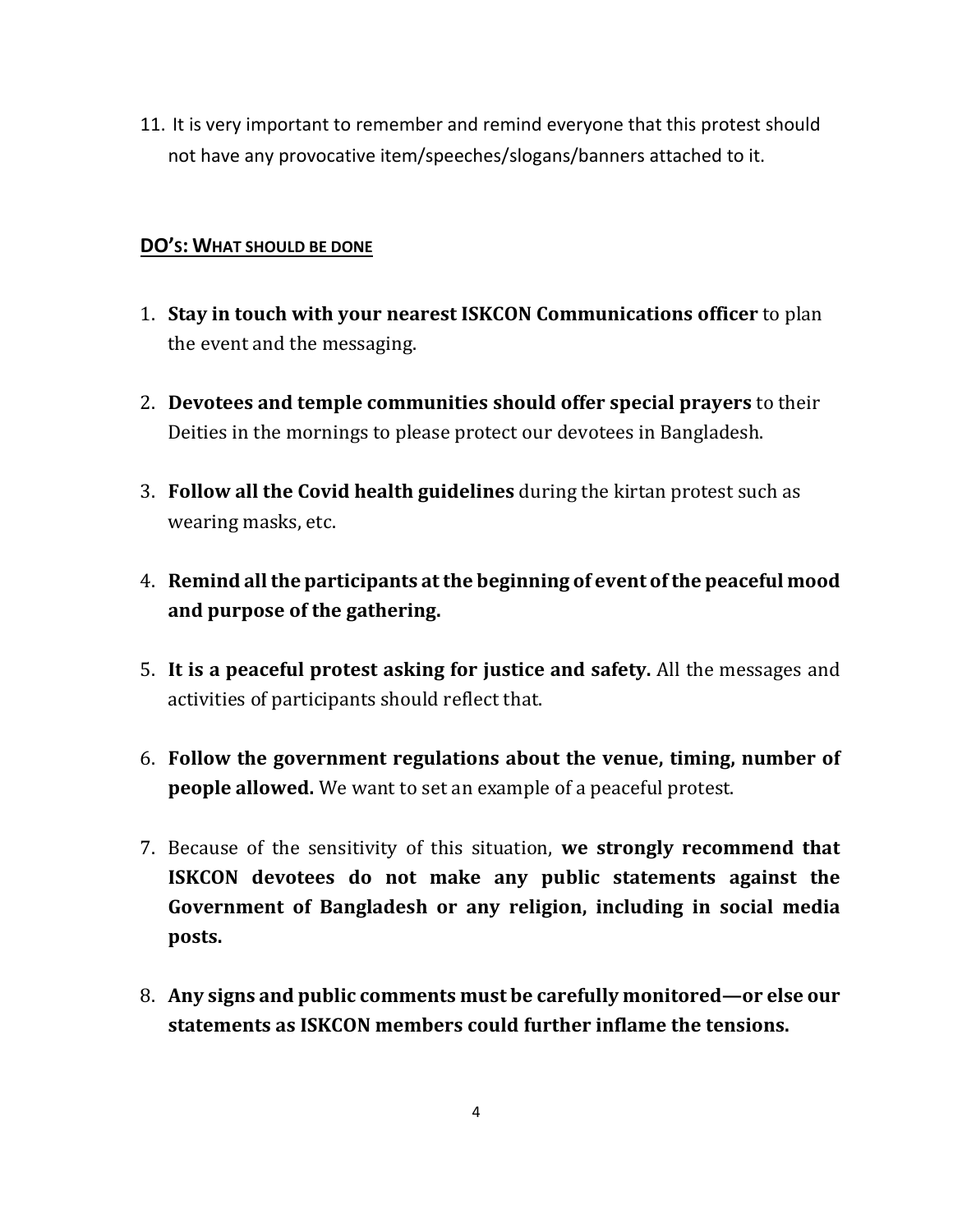11. It is very important to remember and remind everyone that this protest should not have any provocative item/speeches/slogans/banners attached to it.

## DO'S: WHAT SHOULD BE DONE

1. **Stay in touch with your nearest ISKCON Communications officer** to plan the event and the messaging.

2. **Devotees and temple communities should offer special prayers** to their Deities in the mornings to please protect our devotees in Bangladesh.

3. **Follow all the Covid health guidelines** during the kirtan protest such as wearing masks, etc.

4. **Remind all the participants at the beginning of event of the peaceful mood and purpose of the gathering.**

5. **It is a peaceful protest asking for justice and safety.** All the messages and activities of participants should reflect that.

6. **Follow the government regulations about the venue, timing, number of people allowed.** We want to set an example of a peaceful protest.

7. Because of the sensitivity of this situation, **we strongly recommend that ISKCON devotees do not make any public statements against the Government of Bangladesh or any religion, including in social media posts.**

8. **Any signs and public comments must be carefully monitored—or else our statements as ISKCON members could further inflame the tensions.**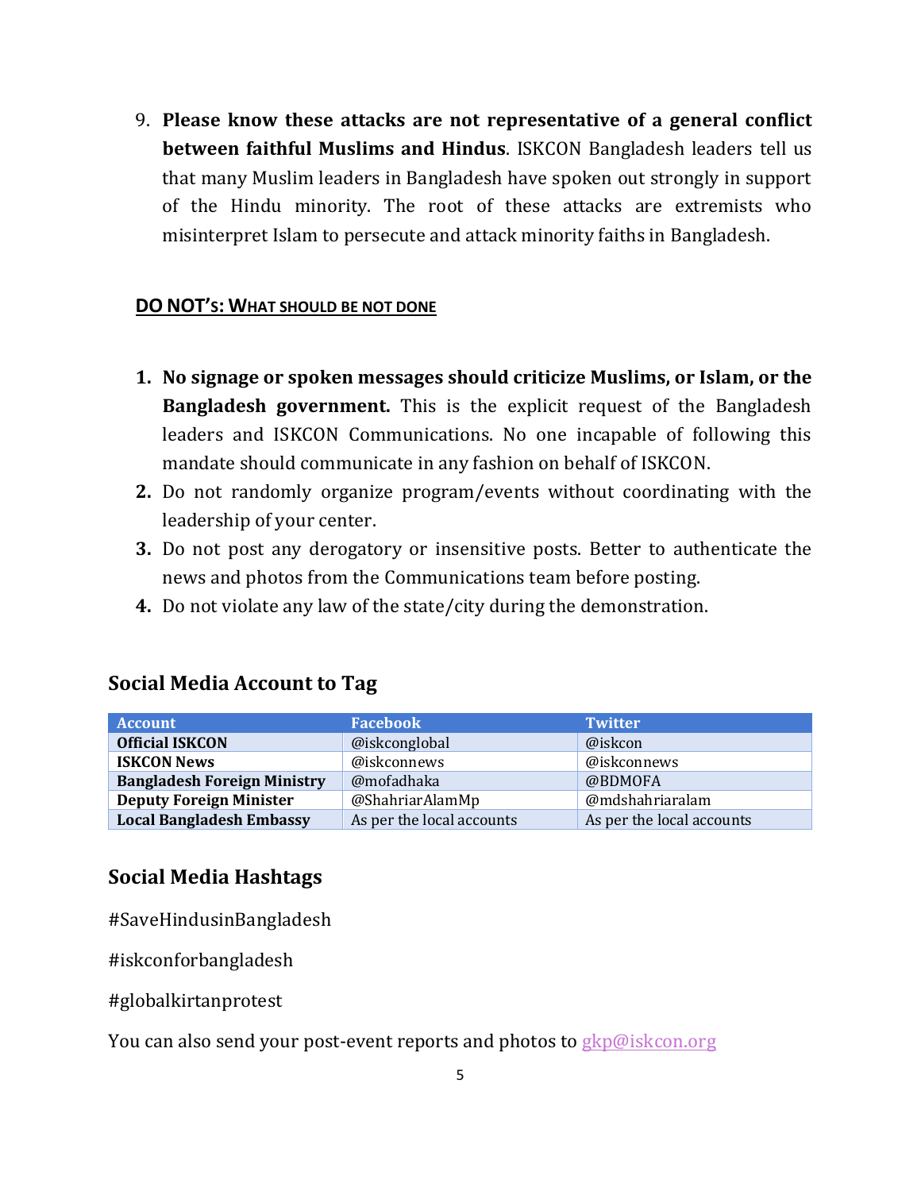9. **Please know these attacks are not representative of a general conflict between faithful Muslims and Hindus**. ISKCON Bangladesh leaders tell us that many Muslim leaders in Bangladesh have spoken out strongly in support of the Hindu minority. The root of these attacks are extremists who misinterpret Islam to persecute and attack minority faiths in Bangladesh.

## DO NOT'S: WHAT SHOULD BE NOT DONE

1. **No signage or spoken messages should criticize Muslims, or Islam, or the Bangladesh government.** This is the explicit request of the Bangladesh leaders and ISKCON Communications. No one incapable of following this mandate should communicate in any fashion on behalf of ISKCON.
2. Do not randomly organize program/events without coordinating with the leadership of your center.
3. Do not post any derogatory or insensitive posts. Better to authenticate the news and photos from the Communications team before posting.
4. Do not violate any law of the state/city during the demonstration.

### Social Media Account to Tag

| Account | Facebook | Twitter |
|---|---|---|
| **Official ISKCON** | @iskconglobal | @iskcon |
| **ISKCON News** | @iskconnews | @iskconnews |
| **Bangladesh Foreign Ministry** | @mofadhaka | @BDMOFA |
| **Deputy Foreign Minister** | @ShahriarAlamMp | @mdshahriaralam |
| **Local Bangladesh Embassy** | As per the local accounts | As per the local accounts |

### Social Media Hashtags

#SaveHindusinBangladesh

#iskconforbangladesh

#globalkirtanprotest

You can also send your post-event reports and photos to gkp@iskcon.org